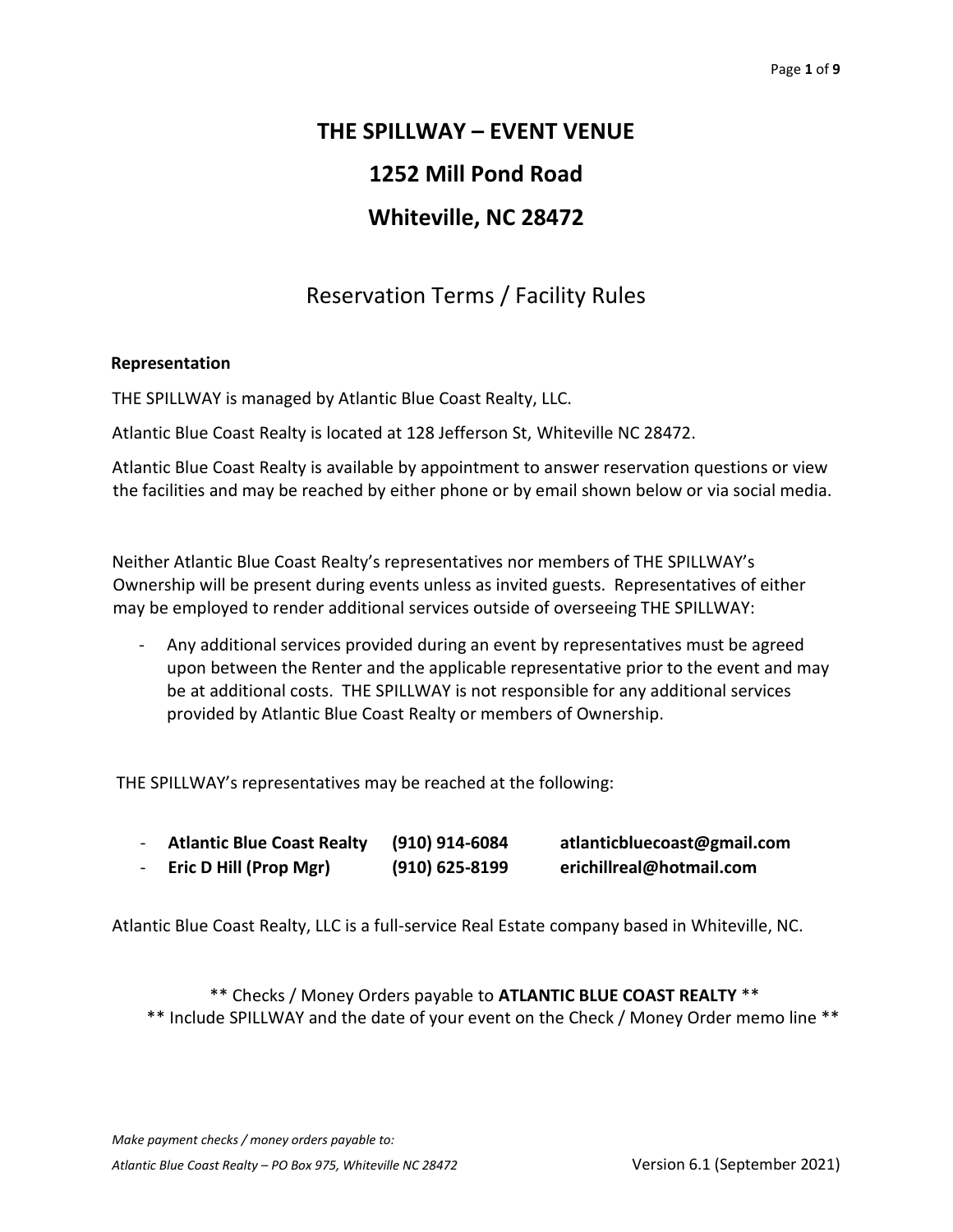# THE SPILLWAY – EVENT VENUE

# 1252 Mill Pond Road

# Whiteville, NC 28472

## Reservation Terms / Facility Rules

**Representation**

THE SPILLWAY is managed by Atlantic Blue Coast Realty, LLC.

Atlantic Blue Coast Realty is located at 128 Jefferson St, Whiteville NC 28472.

Atlantic Blue Coast Realty is available by appointment to answer reservation questions or view the facilities and may be reached by either phone or by email shown below or via social media.

Neither Atlantic Blue Coast Realty's representatives nor members of THE SPILLWAY's Ownership will be present during events unless as invited guests. Representatives of either may be employed to render additional services outside of overseeing THE SPILLWAY:

- Any additional services provided during an event by representatives must be agreed upon between the Renter and the applicable representative prior to the event and may be at additional costs. THE SPILLWAY is not responsible for any additional services provided by Atlantic Blue Coast Realty or members of Ownership.

THE SPILLWAY's representatives may be reached at the following:

- **Atlantic Blue Coast Realty** **(910) 914-6084** **atlanticbluecoast@gmail.com**
- **Eric D Hill (Prop Mgr)** **(910) 625-8199** **erichillreal@hotmail.com**

Atlantic Blue Coast Realty, LLC is a full-service Real Estate company based in Whiteville, NC.

** Checks / Money Orders payable to **ATLANTIC BLUE COAST REALTY** **
** Include SPILLWAY and the date of your event on the Check / Money Order memo line **

*Make payment checks / money orders payable to:*
*Atlantic Blue Coast Realty – PO Box 975, Whiteville NC 28472*

Version 6.1 (September 2021)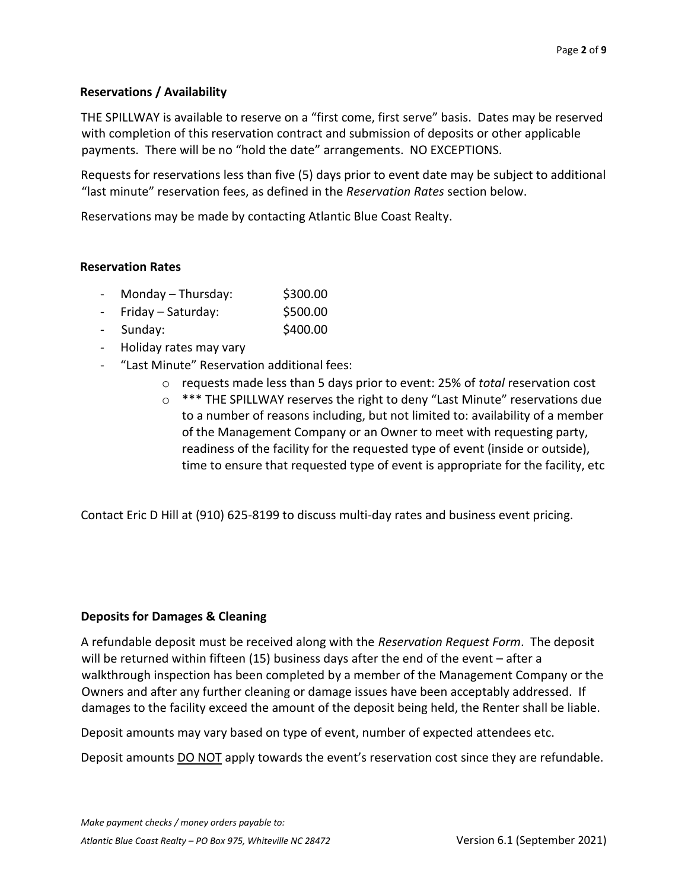### Reservations / Availability

THE SPILLWAY is available to reserve on a "first come, first serve" basis. Dates may be reserved with completion of this reservation contract and submission of deposits or other applicable payments. There will be no "hold the date" arrangements. NO EXCEPTIONS.

Requests for reservations less than five (5) days prior to event date may be subject to additional "last minute" reservation fees, as defined in the *Reservation Rates* section below.

Reservations may be made by contacting Atlantic Blue Coast Realty.

### Reservation Rates

- Monday – Thursday: $300.00
- Friday – Saturday: $500.00
- Sunday: $400.00
- Holiday rates may vary
- "Last Minute" Reservation additional fees:
  - requests made less than 5 days prior to event: 25% of *total* reservation cost
  - *** THE SPILLWAY reserves the right to deny "Last Minute" reservations due to a number of reasons including, but not limited to: availability of a member of the Management Company or an Owner to meet with requesting party, readiness of the facility for the requested type of event (inside or outside), time to ensure that requested type of event is appropriate for the facility, etc

Contact Eric D Hill at (910) 625-8199 to discuss multi-day rates and business event pricing.

### Deposits for Damages & Cleaning

A refundable deposit must be received along with the *Reservation Request Form*. The deposit will be returned within fifteen (15) business days after the end of the event – after a walkthrough inspection has been completed by a member of the Management Company or the Owners and after any further cleaning or damage issues have been acceptably addressed. If damages to the facility exceed the amount of the deposit being held, the Renter shall be liable.

Deposit amounts may vary based on type of event, number of expected attendees etc.

Deposit amounts DO NOT apply towards the event's reservation cost since they are refundable.

*Make payment checks / money orders payable to:*

*Atlantic Blue Coast Realty – PO Box 975, Whiteville NC 28472*

Version 6.1 (September 2021)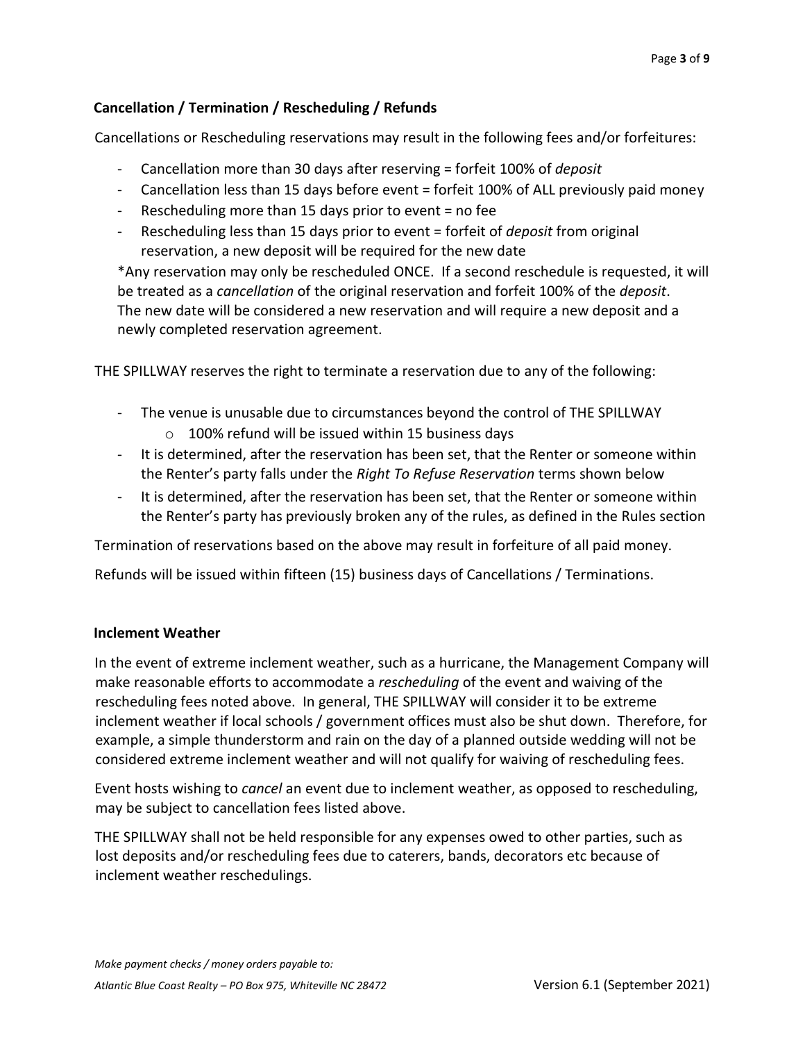### Cancellation / Termination / Rescheduling / Refunds

Cancellations or Rescheduling reservations may result in the following fees and/or forfeitures:

- Cancellation more than 30 days after reserving = forfeit 100% of *deposit*
- Cancellation less than 15 days before event = forfeit 100% of ALL previously paid money
- Rescheduling more than 15 days prior to event = no fee
- Rescheduling less than 15 days prior to event = forfeit of *deposit* from original reservation, a new deposit will be required for the new date

*Any reservation may only be rescheduled ONCE. If a second reschedule is requested, it will be treated as a *cancellation* of the original reservation and forfeit 100% of the *deposit*. The new date will be considered a new reservation and will require a new deposit and a newly completed reservation agreement.

THE SPILLWAY reserves the right to terminate a reservation due to any of the following:

- The venue is unusable due to circumstances beyond the control of THE SPILLWAY
  - 100% refund will be issued within 15 business days
- It is determined, after the reservation has been set, that the Renter or someone within the Renter's party falls under the *Right To Refuse Reservation* terms shown below
- It is determined, after the reservation has been set, that the Renter or someone within the Renter's party has previously broken any of the rules, as defined in the Rules section

Termination of reservations based on the above may result in forfeiture of all paid money.

Refunds will be issued within fifteen (15) business days of Cancellations / Terminations.

### Inclement Weather

In the event of extreme inclement weather, such as a hurricane, the Management Company will make reasonable efforts to accommodate a *rescheduling* of the event and waiving of the rescheduling fees noted above. In general, THE SPILLWAY will consider it to be extreme inclement weather if local schools / government offices must also be shut down. Therefore, for example, a simple thunderstorm and rain on the day of a planned outside wedding will not be considered extreme inclement weather and will not qualify for waiving of rescheduling fees.

Event hosts wishing to *cancel* an event due to inclement weather, as opposed to rescheduling, may be subject to cancellation fees listed above.

THE SPILLWAY shall not be held responsible for any expenses owed to other parties, such as lost deposits and/or rescheduling fees due to caterers, bands, decorators etc because of inclement weather reschedulings.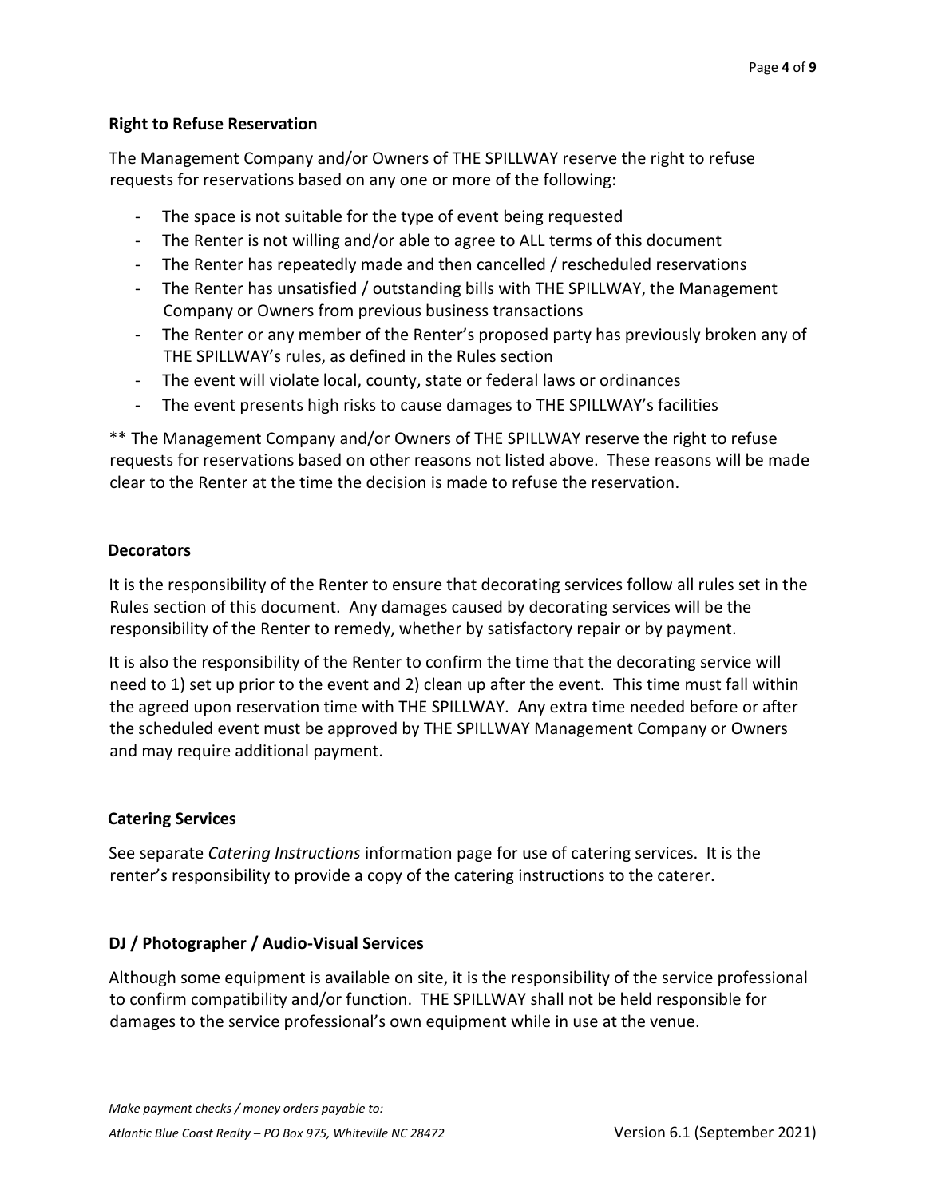## Right to Refuse Reservation

The Management Company and/or Owners of THE SPILLWAY reserve the right to refuse requests for reservations based on any one or more of the following:

- The space is not suitable for the type of event being requested
- The Renter is not willing and/or able to agree to ALL terms of this document
- The Renter has repeatedly made and then cancelled / rescheduled reservations
- The Renter has unsatisfied / outstanding bills with THE SPILLWAY, the Management Company or Owners from previous business transactions
- The Renter or any member of the Renter's proposed party has previously broken any of THE SPILLWAY's rules, as defined in the Rules section
- The event will violate local, county, state or federal laws or ordinances
- The event presents high risks to cause damages to THE SPILLWAY's facilities

** The Management Company and/or Owners of THE SPILLWAY reserve the right to refuse requests for reservations based on other reasons not listed above. These reasons will be made clear to the Renter at the time the decision is made to refuse the reservation.

## Decorators

It is the responsibility of the Renter to ensure that decorating services follow all rules set in the Rules section of this document. Any damages caused by decorating services will be the responsibility of the Renter to remedy, whether by satisfactory repair or by payment.

It is also the responsibility of the Renter to confirm the time that the decorating service will need to 1) set up prior to the event and 2) clean up after the event. This time must fall within the agreed upon reservation time with THE SPILLWAY. Any extra time needed before or after the scheduled event must be approved by THE SPILLWAY Management Company or Owners and may require additional payment.

## Catering Services

See separate *Catering Instructions* information page for use of catering services. It is the renter's responsibility to provide a copy of the catering instructions to the caterer.

## DJ / Photographer / Audio-Visual Services

Although some equipment is available on site, it is the responsibility of the service professional to confirm compatibility and/or function. THE SPILLWAY shall not be held responsible for damages to the service professional's own equipment while in use at the venue.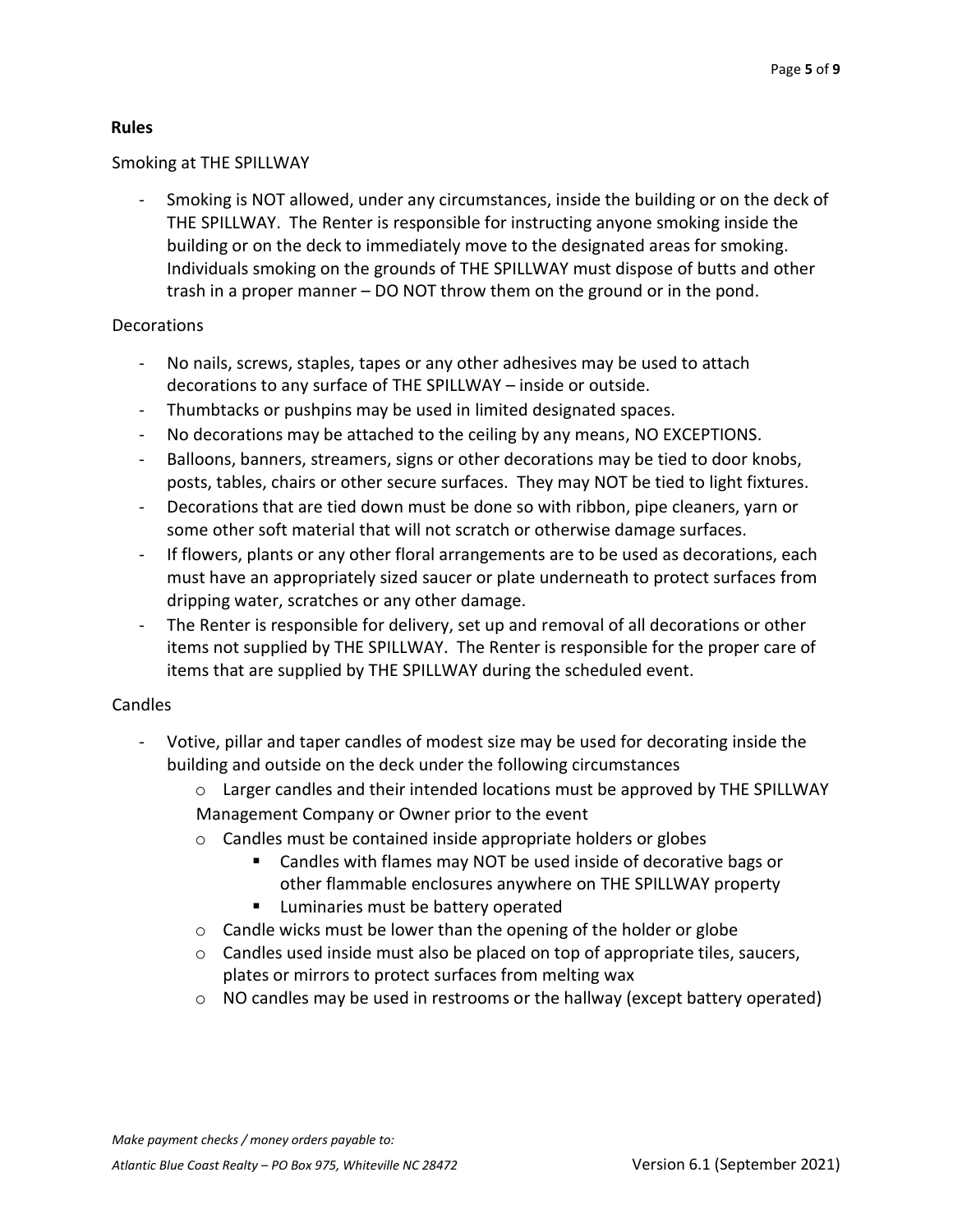## Rules

Smoking at THE SPILLWAY

- Smoking is NOT allowed, under any circumstances, inside the building or on the deck of THE SPILLWAY. The Renter is responsible for instructing anyone smoking inside the building or on the deck to immediately move to the designated areas for smoking. Individuals smoking on the grounds of THE SPILLWAY must dispose of butts and other trash in a proper manner – DO NOT throw them on the ground or in the pond.

Decorations

- No nails, screws, staples, tapes or any other adhesives may be used to attach decorations to any surface of THE SPILLWAY – inside or outside.
- Thumbtacks or pushpins may be used in limited designated spaces.
- No decorations may be attached to the ceiling by any means, NO EXCEPTIONS.
- Balloons, banners, streamers, signs or other decorations may be tied to door knobs, posts, tables, chairs or other secure surfaces. They may NOT be tied to light fixtures.
- Decorations that are tied down must be done so with ribbon, pipe cleaners, yarn or some other soft material that will not scratch or otherwise damage surfaces.
- If flowers, plants or any other floral arrangements are to be used as decorations, each must have an appropriately sized saucer or plate underneath to protect surfaces from dripping water, scratches or any other damage.
- The Renter is responsible for delivery, set up and removal of all decorations or other items not supplied by THE SPILLWAY. The Renter is responsible for the proper care of items that are supplied by THE SPILLWAY during the scheduled event.

Candles

- Votive, pillar and taper candles of modest size may be used for decorating inside the building and outside on the deck under the following circumstances
  - Larger candles and their intended locations must be approved by THE SPILLWAY Management Company or Owner prior to the event
  - Candles must be contained inside appropriate holders or globes
    - Candles with flames may NOT be used inside of decorative bags or other flammable enclosures anywhere on THE SPILLWAY property
    - Luminaries must be battery operated
  - Candle wicks must be lower than the opening of the holder or globe
  - Candles used inside must also be placed on top of appropriate tiles, saucers, plates or mirrors to protect surfaces from melting wax
  - NO candles may be used in restrooms or the hallway (except battery operated)

*Make payment checks / money orders payable to:*

*Atlantic Blue Coast Realty – PO Box 975, Whiteville NC 28472*

Version 6.1 (September 2021)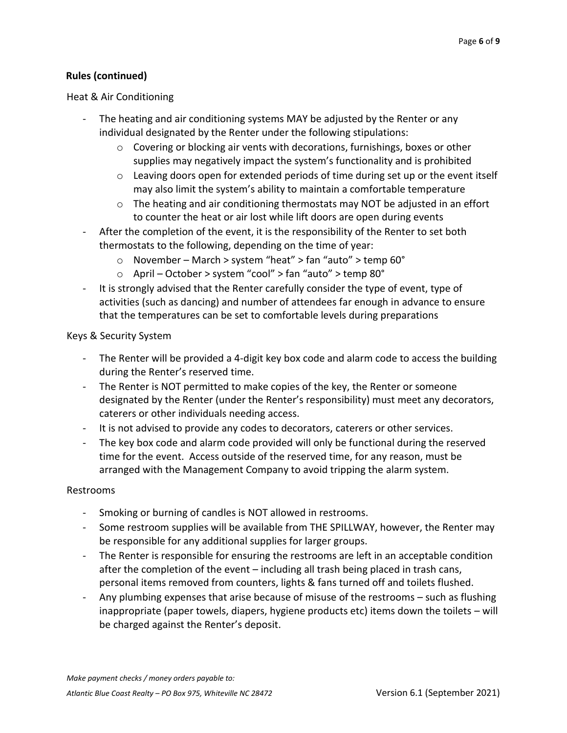**Rules (continued)**

Heat & Air Conditioning

- The heating and air conditioning systems MAY be adjusted by the Renter or any individual designated by the Renter under the following stipulations:
  - Covering or blocking air vents with decorations, furnishings, boxes or other supplies may negatively impact the system's functionality and is prohibited
  - Leaving doors open for extended periods of time during set up or the event itself may also limit the system's ability to maintain a comfortable temperature
  - The heating and air conditioning thermostats may NOT be adjusted in an effort to counter the heat or air lost while lift doors are open during events
- After the completion of the event, it is the responsibility of the Renter to set both thermostats to the following, depending on the time of year:
  - November – March > system "heat" > fan "auto" > temp 60°
  - April – October > system "cool" > fan "auto" > temp 80°
- It is strongly advised that the Renter carefully consider the type of event, type of activities (such as dancing) and number of attendees far enough in advance to ensure that the temperatures can be set to comfortable levels during preparations

Keys & Security System

- The Renter will be provided a 4-digit key box code and alarm code to access the building during the Renter's reserved time.
- The Renter is NOT permitted to make copies of the key, the Renter or someone designated by the Renter (under the Renter's responsibility) must meet any decorators, caterers or other individuals needing access.
- It is not advised to provide any codes to decorators, caterers or other services.
- The key box code and alarm code provided will only be functional during the reserved time for the event. Access outside of the reserved time, for any reason, must be arranged with the Management Company to avoid tripping the alarm system.

Restrooms

- Smoking or burning of candles is NOT allowed in restrooms.
- Some restroom supplies will be available from THE SPILLWAY, however, the Renter may be responsible for any additional supplies for larger groups.
- The Renter is responsible for ensuring the restrooms are left in an acceptable condition after the completion of the event – including all trash being placed in trash cans, personal items removed from counters, lights & fans turned off and toilets flushed.
- Any plumbing expenses that arise because of misuse of the restrooms – such as flushing inappropriate (paper towels, diapers, hygiene products etc) items down the toilets – will be charged against the Renter's deposit.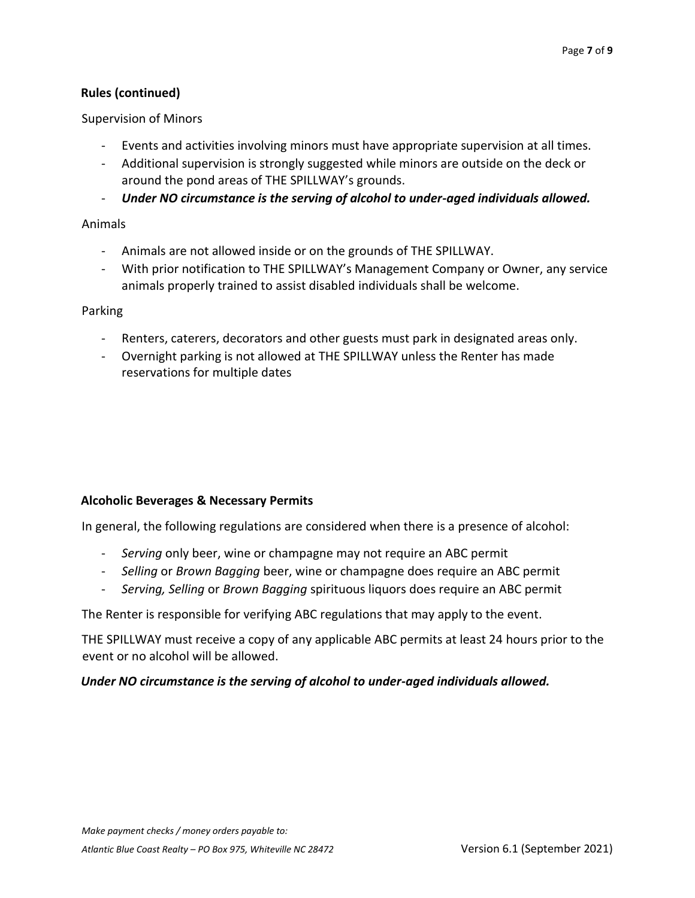## Rules (continued)

Supervision of Minors

- Events and activities involving minors must have appropriate supervision at all times.
- Additional supervision is strongly suggested while minors are outside on the deck or around the pond areas of THE SPILLWAY's grounds.
- ***Under NO circumstance is the serving of alcohol to under-aged individuals allowed.***

Animals

- Animals are not allowed inside or on the grounds of THE SPILLWAY.
- With prior notification to THE SPILLWAY's Management Company or Owner, any service animals properly trained to assist disabled individuals shall be welcome.

Parking

- Renters, caterers, decorators and other guests must park in designated areas only.
- Overnight parking is not allowed at THE SPILLWAY unless the Renter has made reservations for multiple dates

## Alcoholic Beverages & Necessary Permits

In general, the following regulations are considered when there is a presence of alcohol:

- *Serving* only beer, wine or champagne may not require an ABC permit
- *Selling* or *Brown Bagging* beer, wine or champagne does require an ABC permit
- *Serving, Selling* or *Brown Bagging* spirituous liquors does require an ABC permit

The Renter is responsible for verifying ABC regulations that may apply to the event.

THE SPILLWAY must receive a copy of any applicable ABC permits at least 24 hours prior to the event or no alcohol will be allowed.

***Under NO circumstance is the serving of alcohol to under-aged individuals allowed.***

*Make payment checks / money orders payable to:*

*Atlantic Blue Coast Realty – PO Box 975, Whiteville NC 28472* Version 6.1 (September 2021)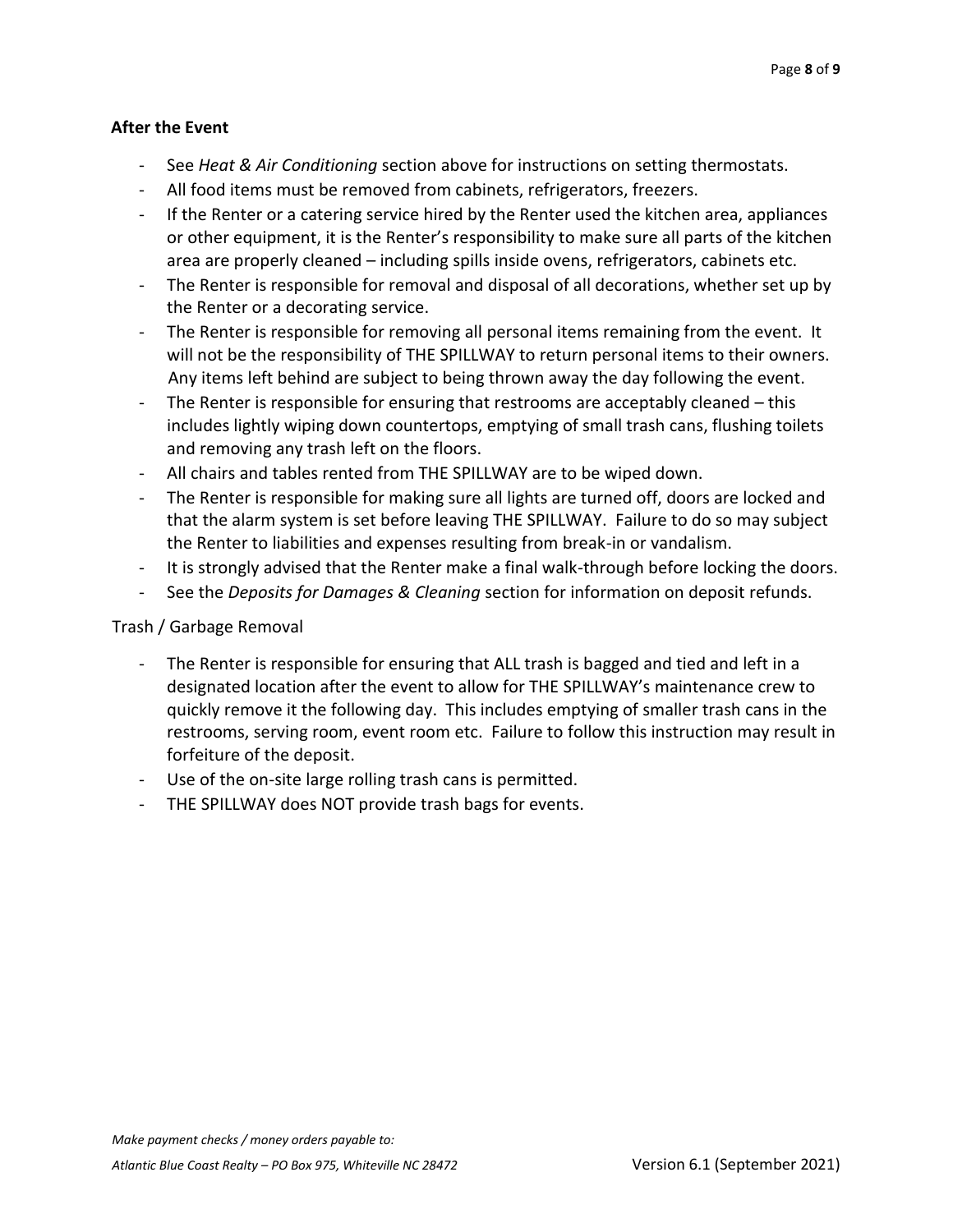**After the Event**

- See *Heat & Air Conditioning* section above for instructions on setting thermostats.
- All food items must be removed from cabinets, refrigerators, freezers.
- If the Renter or a catering service hired by the Renter used the kitchen area, appliances or other equipment, it is the Renter's responsibility to make sure all parts of the kitchen area are properly cleaned – including spills inside ovens, refrigerators, cabinets etc.
- The Renter is responsible for removal and disposal of all decorations, whether set up by the Renter or a decorating service.
- The Renter is responsible for removing all personal items remaining from the event. It will not be the responsibility of THE SPILLWAY to return personal items to their owners. Any items left behind are subject to being thrown away the day following the event.
- The Renter is responsible for ensuring that restrooms are acceptably cleaned – this includes lightly wiping down countertops, emptying of small trash cans, flushing toilets and removing any trash left on the floors.
- All chairs and tables rented from THE SPILLWAY are to be wiped down.
- The Renter is responsible for making sure all lights are turned off, doors are locked and that the alarm system is set before leaving THE SPILLWAY. Failure to do so may subject the Renter to liabilities and expenses resulting from break-in or vandalism.
- It is strongly advised that the Renter make a final walk-through before locking the doors.
- See the *Deposits for Damages & Cleaning* section for information on deposit refunds.

Trash / Garbage Removal

- The Renter is responsible for ensuring that ALL trash is bagged and tied and left in a designated location after the event to allow for THE SPILLWAY's maintenance crew to quickly remove it the following day. This includes emptying of smaller trash cans in the restrooms, serving room, event room etc. Failure to follow this instruction may result in forfeiture of the deposit.
- Use of the on-site large rolling trash cans is permitted.
- THE SPILLWAY does NOT provide trash bags for events.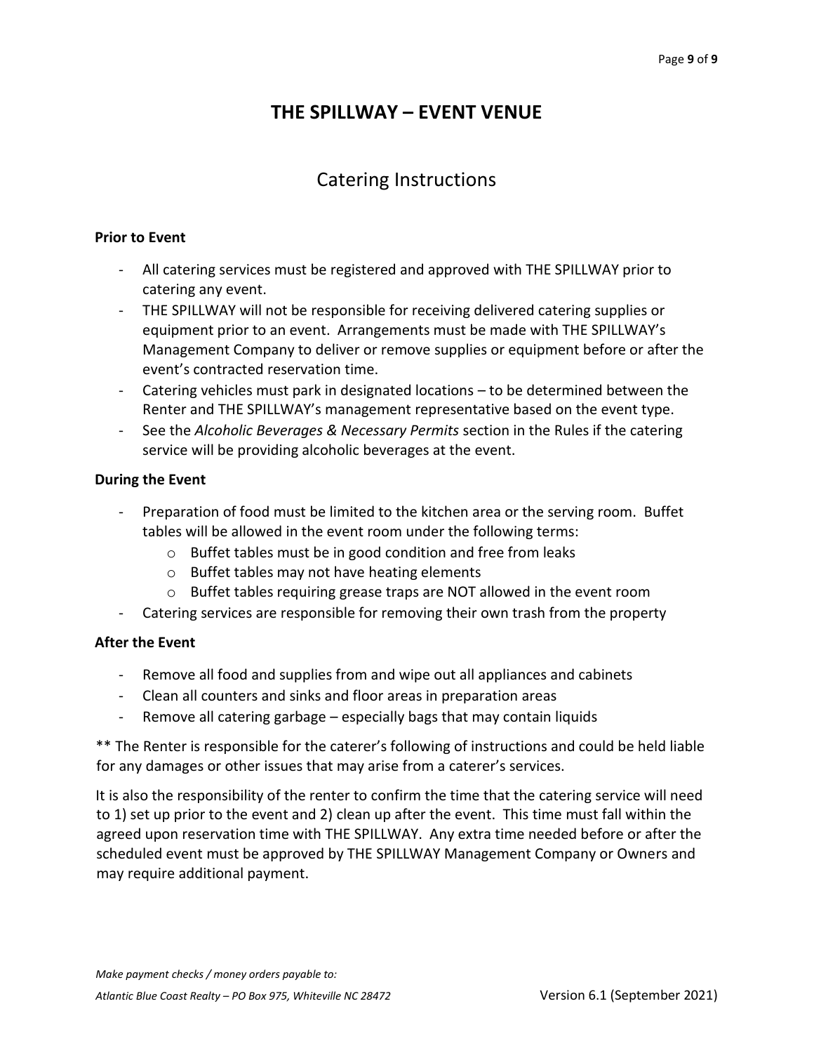# THE SPILLWAY – EVENT VENUE

## Catering Instructions

**Prior to Event**

- All catering services must be registered and approved with THE SPILLWAY prior to catering any event.
- THE SPILLWAY will not be responsible for receiving delivered catering supplies or equipment prior to an event. Arrangements must be made with THE SPILLWAY's Management Company to deliver or remove supplies or equipment before or after the event's contracted reservation time.
- Catering vehicles must park in designated locations – to be determined between the Renter and THE SPILLWAY's management representative based on the event type.
- See the *Alcoholic Beverages & Necessary Permits* section in the Rules if the catering service will be providing alcoholic beverages at the event.

**During the Event**

- Preparation of food must be limited to the kitchen area or the serving room. Buffet tables will be allowed in the event room under the following terms:
  - Buffet tables must be in good condition and free from leaks
  - Buffet tables may not have heating elements
  - Buffet tables requiring grease traps are NOT allowed in the event room
- Catering services are responsible for removing their own trash from the property

**After the Event**

- Remove all food and supplies from and wipe out all appliances and cabinets
- Clean all counters and sinks and floor areas in preparation areas
- Remove all catering garbage – especially bags that may contain liquids

** The Renter is responsible for the caterer's following of instructions and could be held liable for any damages or other issues that may arise from a caterer's services.

It is also the responsibility of the renter to confirm the time that the catering service will need to 1) set up prior to the event and 2) clean up after the event. This time must fall within the agreed upon reservation time with THE SPILLWAY. Any extra time needed before or after the scheduled event must be approved by THE SPILLWAY Management Company or Owners and may require additional payment.

*Make payment checks / money orders payable to:*

*Atlantic Blue Coast Realty – PO Box 975, Whiteville NC 28472*

Version 6.1 (September 2021)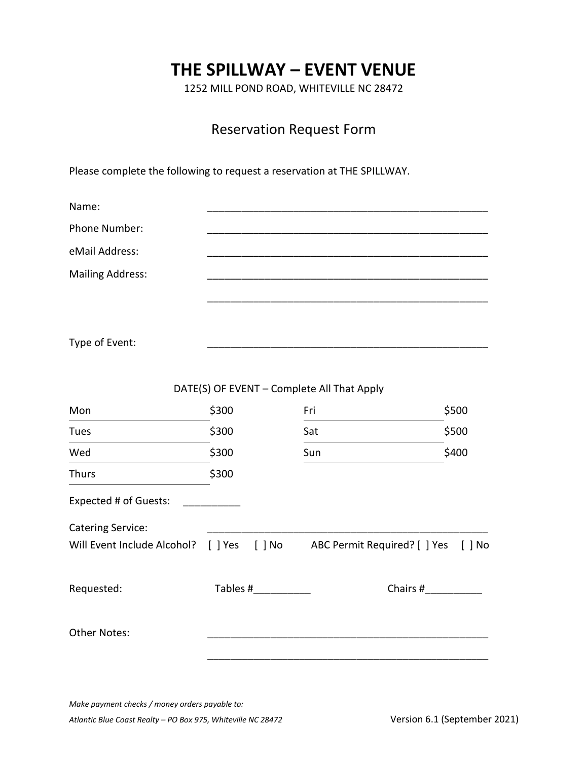# THE SPILLWAY – EVENT VENUE

1252 MILL POND ROAD, WHITEVILLE NC 28472

## Reservation Request Form

Please complete the following to request a reservation at THE SPILLWAY.

Name: ____________________________________________________

Phone Number: ____________________________________________________

eMail Address: ____________________________________________________

Mailing Address: ____________________________________________________

____________________________________________________

Type of Event: ____________________________________________________

DATE(S) OF EVENT – Complete All That Apply

| Day | Price | Day | Price |
|---|---|---|---|
| Mon ______________ | $300 | Fri ______________ | $500 |
| Tues ______________ | $300 | Sat ______________ | $500 |
| Wed ______________ | $300 | Sun ______________ | $400 |
| Thurs ______________ | $300 | | |

Expected # of Guests: __________

Catering Service: ____________________________________________________

Will Event Include Alcohol? [ ] Yes [ ] No ABC Permit Required? [ ] Yes [ ] No

Requested: Tables #__________ Chairs #__________

Other Notes: ____________________________________________________

____________________________________________________

*Make payment checks / money orders payable to:*

*Atlantic Blue Coast Realty – PO Box 975, Whiteville NC 28472*

Version 6.1 (September 2021)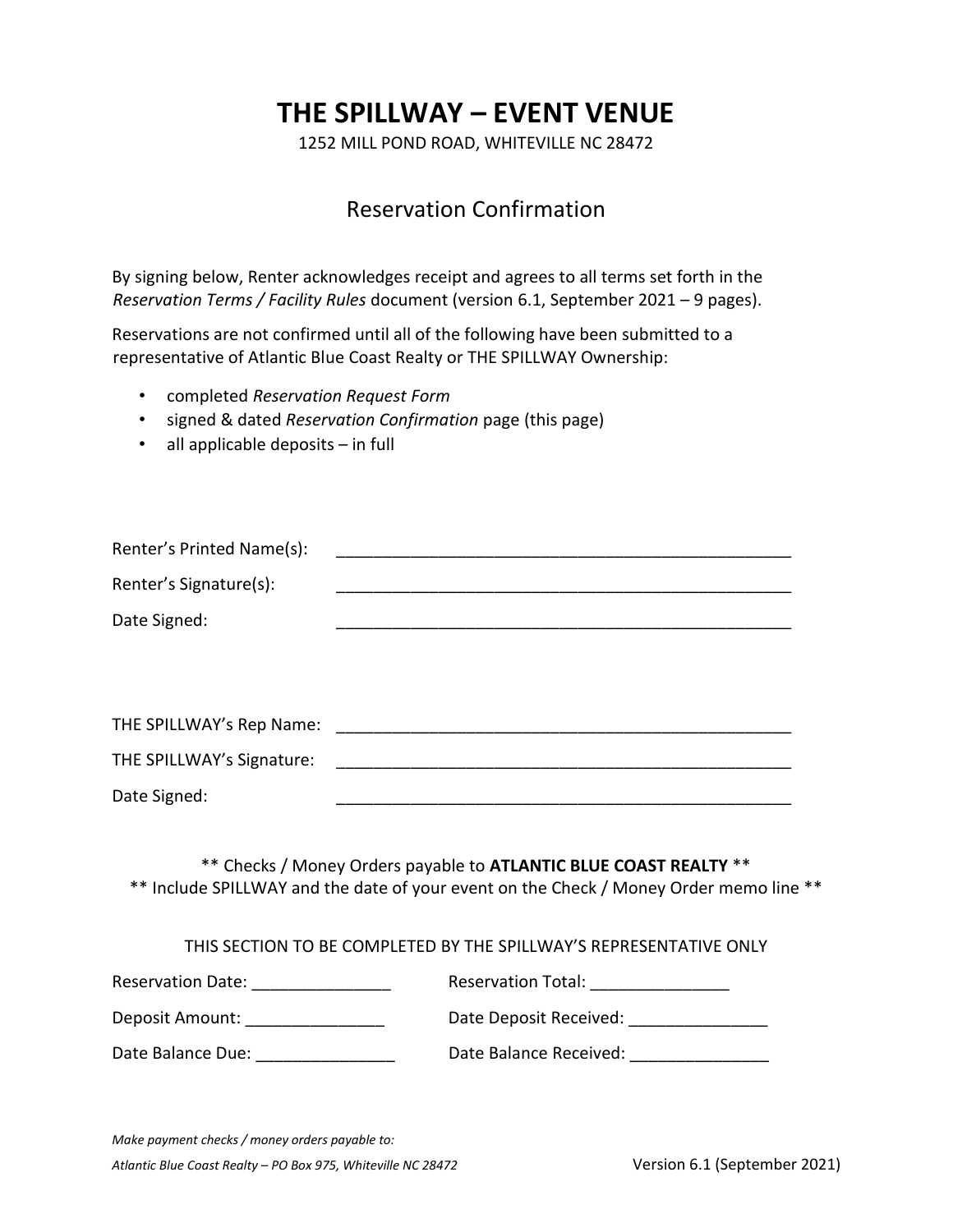# THE SPILLWAY – EVENT VENUE

1252 MILL POND ROAD, WHITEVILLE NC 28472

## Reservation Confirmation

By signing below, Renter acknowledges receipt and agrees to all terms set forth in the *Reservation Terms / Facility Rules* document (version 6.1, September 2021 – 9 pages).

Reservations are not confirmed until all of the following have been submitted to a representative of Atlantic Blue Coast Realty or THE SPILLWAY Ownership:

- completed *Reservation Request Form*
- signed & dated *Reservation Confirmation* page (this page)
- all applicable deposits – in full

Renter's Printed Name(s): ___________________________________________________

Renter's Signature(s): ___________________________________________________

Date Signed: ___________________________________________________

THE SPILLWAY's Rep Name: ___________________________________________________

THE SPILLWAY's Signature: ___________________________________________________

Date Signed: ___________________________________________________

** Checks / Money Orders payable to **ATLANTIC BLUE COAST REALTY** **
** Include SPILLWAY and the date of your event on the Check / Money Order memo line **

THIS SECTION TO BE COMPLETED BY THE SPILLWAY'S REPRESENTATIVE ONLY

Reservation Date: _______________ Reservation Total: _______________

Deposit Amount: _______________ Date Deposit Received: _______________

Date Balance Due: _______________ Date Balance Received: _______________

*Make payment checks / money orders payable to:*

*Atlantic Blue Coast Realty – PO Box 975, Whiteville NC 28472*

Version 6.1 (September 2021)